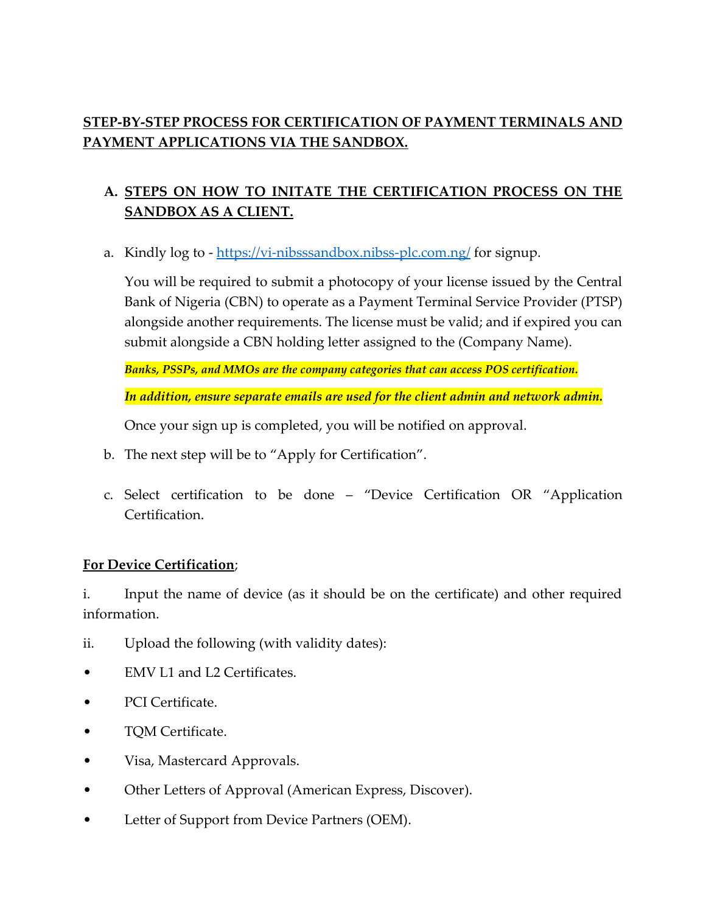# STEP-BY-STEP PROCESS FOR CERTIFICATION OF PAYMENT TERMINALS AND PAYMENT APPLICATIONS VIA THE SANDBOX.

## A. STEPS ON HOW TO INITATE THE CERTIFICATION PROCESS ON THE SANDBOX AS A CLIENT.

a. Kindly log to - https://vi-nibsssandbox.nibss-plc.com.ng/ for signup.

   You will be required to submit a photocopy of your license issued by the Central Bank of Nigeria (CBN) to operate as a Payment Terminal Service Provider (PTSP) alongside another requirements. The license must be valid; and if expired you can submit alongside a CBN holding letter assigned to the (Company Name).

   ***Banks, PSSPs, and MMOs are the company categories that can access POS certification.***

   ***In addition, ensure separate emails are used for the client admin and network admin.***

   Once your sign up is completed, you will be notified on approval.

b. The next step will be to "Apply for Certification".

c. Select certification to be done – "Device Certification OR "Application Certification.

**For Device Certification**;

i. Input the name of device (as it should be on the certificate) and other required information.

ii. Upload the following (with validity dates):

- EMV L1 and L2 Certificates.
- PCI Certificate.
- TQM Certificate.
- Visa, Mastercard Approvals.
- Other Letters of Approval (American Express, Discover).
- Letter of Support from Device Partners (OEM).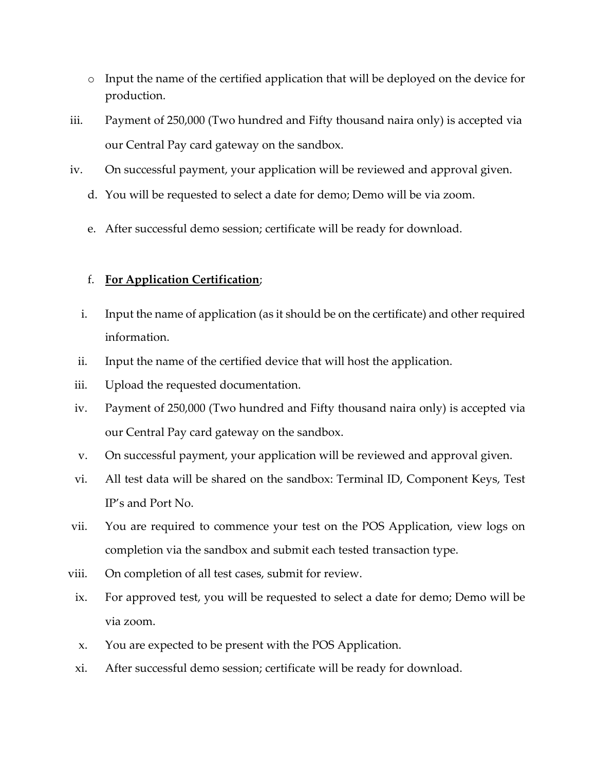- Input the name of the certified application that will be deployed on the device for production.

iii. Payment of 250,000 (Two hundred and Fifty thousand naira only) is accepted via our Central Pay card gateway on the sandbox.

iv. On successful payment, your application will be reviewed and approval given.

d. You will be requested to select a date for demo; Demo will be via zoom.

e. After successful demo session; certificate will be ready for download.

f. **<u>For Application Certification</u>**;

i. Input the name of application (as it should be on the certificate) and other required information.

ii. Input the name of the certified device that will host the application.

iii. Upload the requested documentation.

iv. Payment of 250,000 (Two hundred and Fifty thousand naira only) is accepted via our Central Pay card gateway on the sandbox.

v. On successful payment, your application will be reviewed and approval given.

vi. All test data will be shared on the sandbox: Terminal ID, Component Keys, Test IP's and Port No.

vii. You are required to commence your test on the POS Application, view logs on completion via the sandbox and submit each tested transaction type.

viii. On completion of all test cases, submit for review.

ix. For approved test, you will be requested to select a date for demo; Demo will be via zoom.

x. You are expected to be present with the POS Application.

xi. After successful demo session; certificate will be ready for download.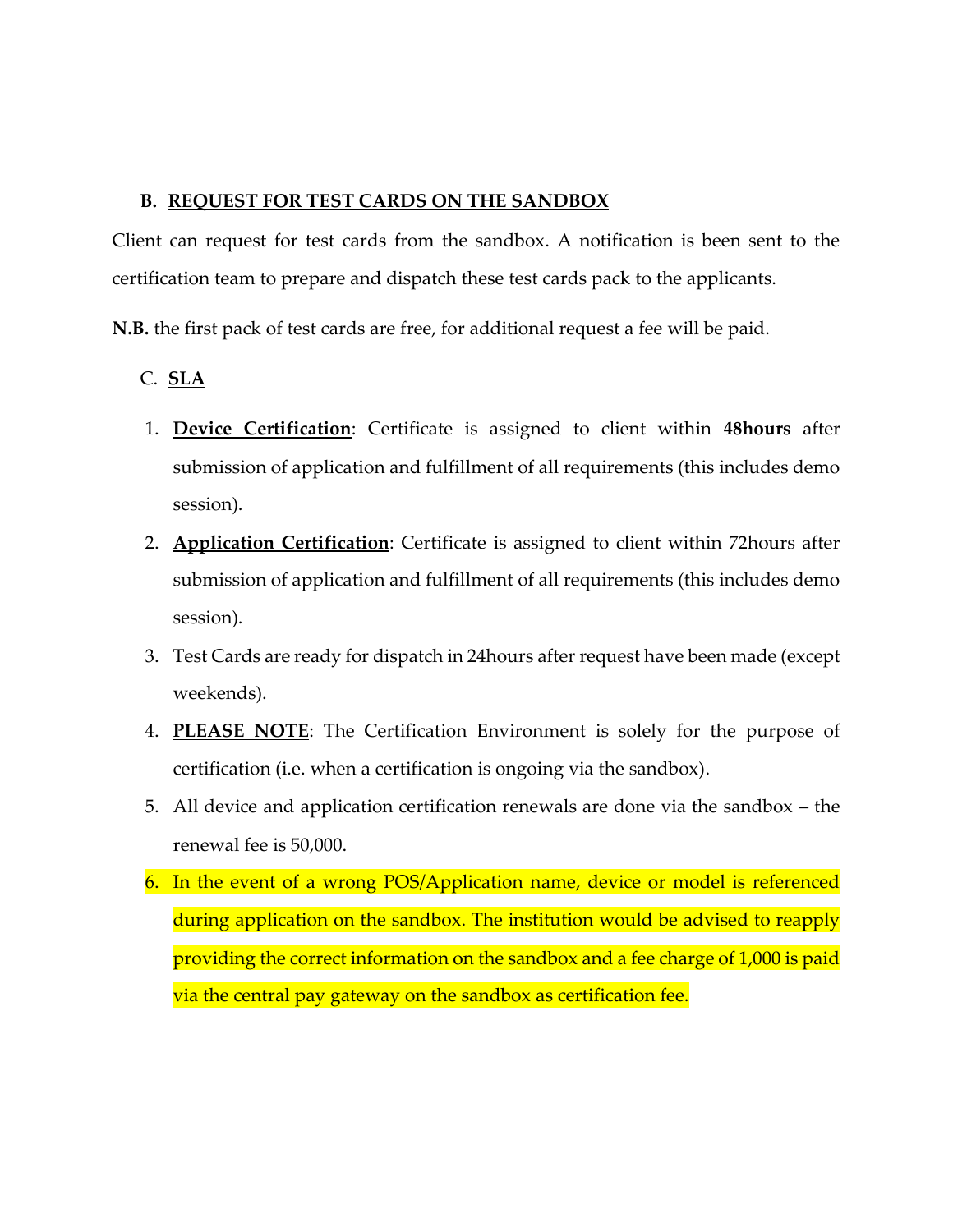**B. <u>REQUEST FOR TEST CARDS ON THE SANDBOX</u>**

Client can request for test cards from the sandbox. A notification is been sent to the certification team to prepare and dispatch these test cards pack to the applicants.

**N.B.** the first pack of test cards are free, for additional request a fee will be paid.

C. **<u>SLA</u>**

1. **<u>Device Certification</u>**: Certificate is assigned to client within **48hours** after submission of application and fulfillment of all requirements (this includes demo session).
2. **<u>Application Certification</u>**: Certificate is assigned to client within 72hours after submission of application and fulfillment of all requirements (this includes demo session).
3. Test Cards are ready for dispatch in 24hours after request have been made (except weekends).
4. **<u>PLEASE NOTE</u>**: The Certification Environment is solely for the purpose of certification (i.e. when a certification is ongoing via the sandbox).
5. All device and application certification renewals are done via the sandbox – the renewal fee is 50,000.
6. In the event of a wrong POS/Application name, device or model is referenced during application on the sandbox. The institution would be advised to reapply providing the correct information on the sandbox and a fee charge of 1,000 is paid via the central pay gateway on the sandbox as certification fee.